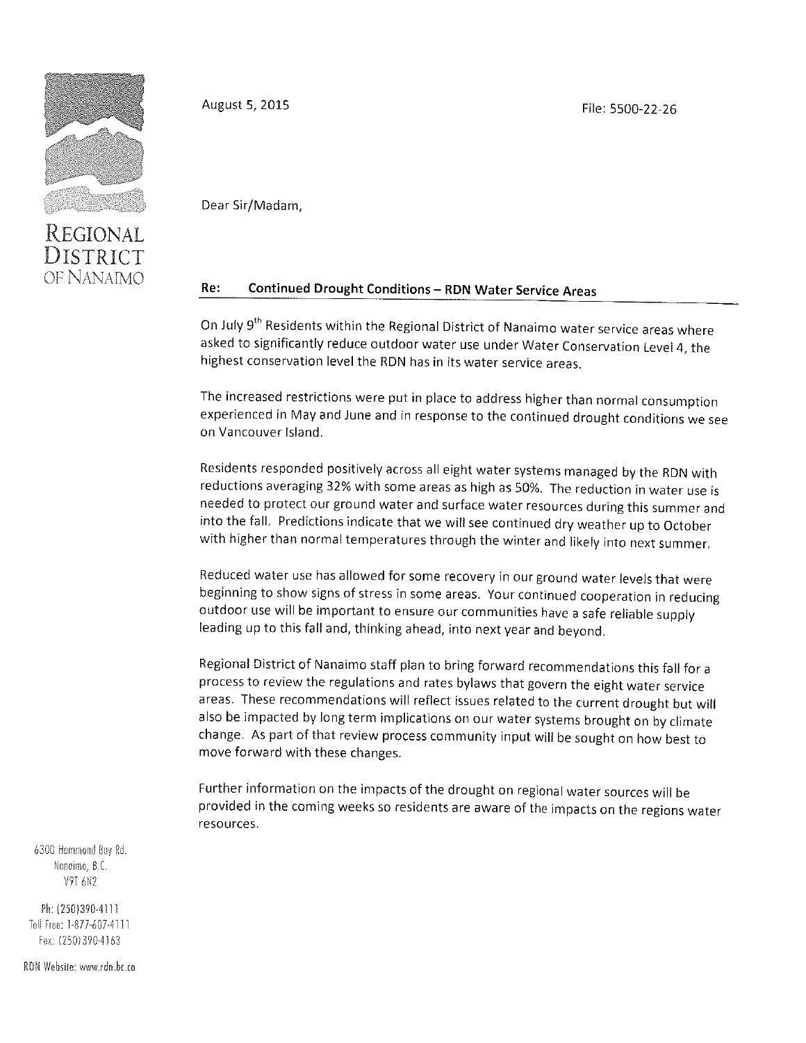**Regional District of Nanaimo**

August 5, 2015

File: 5500-22-26

Dear Sir/Madam,

**Re: Continued Drought Conditions – RDN Water Service Areas**

On July 9th Residents within the Regional District of Nanaimo water service areas where asked to significantly reduce outdoor water use under Water Conservation Level 4, the highest conservation level the RDN has in its water service areas.

The increased restrictions were put in place to address higher than normal consumption experienced in May and June and in response to the continued drought conditions we see on Vancouver Island.

Residents responded positively across all eight water systems managed by the RDN with reductions averaging 32% with some areas as high as 50%. The reduction in water use is needed to protect our ground water and surface water resources during this summer and into the fall. Predictions indicate that we will see continued dry weather up to October with higher than normal temperatures through the winter and likely into next summer.

Reduced water use has allowed for some recovery in our ground water levels that were beginning to show signs of stress in some areas. Your continued cooperation in reducing outdoor use will be important to ensure our communities have a safe reliable supply leading up to this fall and, thinking ahead, into next year and beyond.

Regional District of Nanaimo staff plan to bring forward recommendations this fall for a process to review the regulations and rates bylaws that govern the eight water service areas. These recommendations will reflect issues related to the current drought but will also be impacted by long term implications on our water systems brought on by climate change. As part of that review process community input will be sought on how best to move forward with these changes.

Further information on the impacts of the drought on regional water sources will be provided in the coming weeks so residents are aware of the impacts on the regions water resources.

6300 Hammond Bay Rd.
Nanaimo, B.C.
V9T 6N2

Ph: (250)390-4111
Toll Free: 1-877-607-4111
Fax: (250)390-4163

RDN Website: www.rdn.bc.ca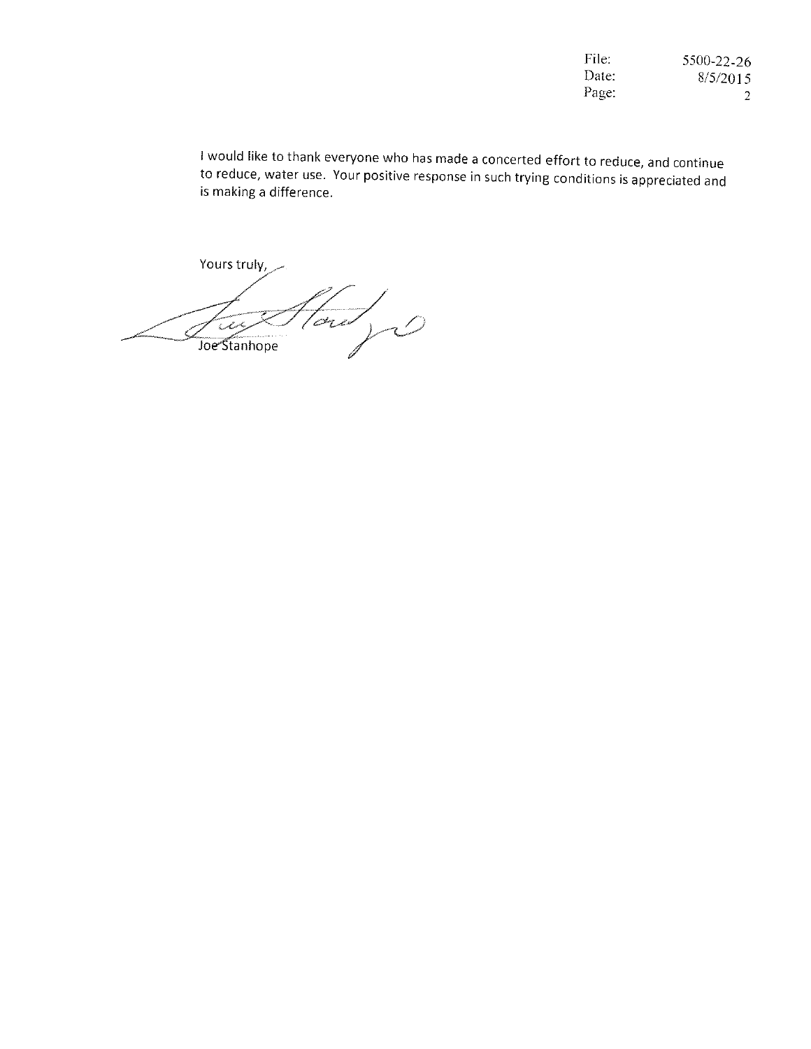I would like to thank everyone who has made a concerted effort to reduce, and continue to reduce, water use. Your positive response in such trying conditions is appreciated and is making a difference.

Yours truly,

Joe Stanhope